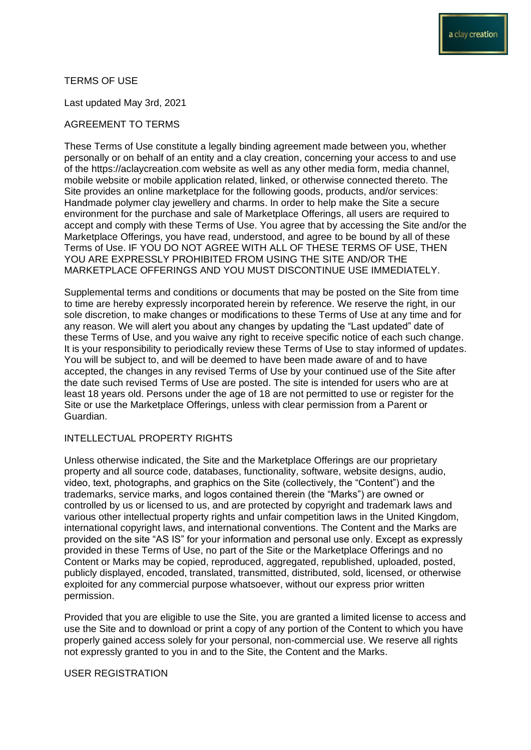# TERMS OF USE

Last updated May 3rd, 2021

## AGREEMENT TO TERMS

These Terms of Use constitute a legally binding agreement made between you, whether personally or on behalf of an entity and a clay creation, concerning your access to and use of the https://aclaycreation.com website as well as any other media form, media channel, mobile website or mobile application related, linked, or otherwise connected thereto. The Site provides an online marketplace for the following goods, products, and/or services: Handmade polymer clay jewellery and charms. In order to help make the Site a secure environment for the purchase and sale of Marketplace Offerings, all users are required to accept and comply with these Terms of Use. You agree that by accessing the Site and/or the Marketplace Offerings, you have read, understood, and agree to be bound by all of these Terms of Use. IF YOU DO NOT AGREE WITH ALL OF THESE TERMS OF USE, THEN YOU ARE EXPRESSLY PROHIBITED FROM USING THE SITE AND/OR THE MARKETPLACE OFFERINGS AND YOU MUST DISCONTINUE USE IMMEDIATELY.

Supplemental terms and conditions or documents that may be posted on the Site from time to time are hereby expressly incorporated herein by reference. We reserve the right, in our sole discretion, to make changes or modifications to these Terms of Use at any time and for any reason. We will alert you about any changes by updating the "Last updated" date of these Terms of Use, and you waive any right to receive specific notice of each such change. It is your responsibility to periodically review these Terms of Use to stay informed of updates. You will be subject to, and will be deemed to have been made aware of and to have accepted, the changes in any revised Terms of Use by your continued use of the Site after the date such revised Terms of Use are posted. The site is intended for users who are at least 18 years old. Persons under the age of 18 are not permitted to use or register for the Site or use the Marketplace Offerings, unless with clear permission from a Parent or Guardian.

## INTELLECTUAL PROPERTY RIGHTS

Unless otherwise indicated, the Site and the Marketplace Offerings are our proprietary property and all source code, databases, functionality, software, website designs, audio, video, text, photographs, and graphics on the Site (collectively, the "Content") and the trademarks, service marks, and logos contained therein (the "Marks") are owned or controlled by us or licensed to us, and are protected by copyright and trademark laws and various other intellectual property rights and unfair competition laws in the United Kingdom, international copyright laws, and international conventions. The Content and the Marks are provided on the site "AS IS" for your information and personal use only. Except as expressly provided in these Terms of Use, no part of the Site or the Marketplace Offerings and no Content or Marks may be copied, reproduced, aggregated, republished, uploaded, posted, publicly displayed, encoded, translated, transmitted, distributed, sold, licensed, or otherwise exploited for any commercial purpose whatsoever, without our express prior written permission.

Provided that you are eligible to use the Site, you are granted a limited license to access and use the Site and to download or print a copy of any portion of the Content to which you have properly gained access solely for your personal, non-commercial use. We reserve all rights not expressly granted to you in and to the Site, the Content and the Marks.

## USER REGISTRATION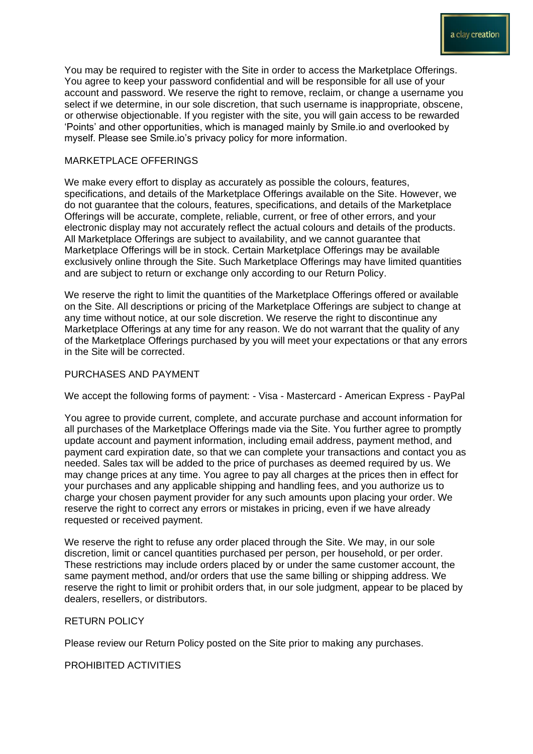You may be required to register with the Site in order to access the Marketplace Offerings. You agree to keep your password confidential and will be responsible for all use of your account and password. We reserve the right to remove, reclaim, or change a username you select if we determine, in our sole discretion, that such username is inappropriate, obscene, or otherwise objectionable. If you register with the site, you will gain access to be rewarded 'Points' and other opportunities, which is managed mainly by Smile.io and overlooked by myself. Please see Smile.io's privacy policy for more information.

## MARKETPLACE OFFERINGS

We make every effort to display as accurately as possible the colours, features, specifications, and details of the Marketplace Offerings available on the Site. However, we do not guarantee that the colours, features, specifications, and details of the Marketplace Offerings will be accurate, complete, reliable, current, or free of other errors, and your electronic display may not accurately reflect the actual colours and details of the products. All Marketplace Offerings are subject to availability, and we cannot guarantee that Marketplace Offerings will be in stock. Certain Marketplace Offerings may be available exclusively online through the Site. Such Marketplace Offerings may have limited quantities and are subject to return or exchange only according to our Return Policy.

We reserve the right to limit the quantities of the Marketplace Offerings offered or available on the Site. All descriptions or pricing of the Marketplace Offerings are subject to change at any time without notice, at our sole discretion. We reserve the right to discontinue any Marketplace Offerings at any time for any reason. We do not warrant that the quality of any of the Marketplace Offerings purchased by you will meet your expectations or that any errors in the Site will be corrected.

## PURCHASES AND PAYMENT

We accept the following forms of payment: - Visa - Mastercard - American Express - PayPal

You agree to provide current, complete, and accurate purchase and account information for all purchases of the Marketplace Offerings made via the Site. You further agree to promptly update account and payment information, including email address, payment method, and payment card expiration date, so that we can complete your transactions and contact you as needed. Sales tax will be added to the price of purchases as deemed required by us. We may change prices at any time. You agree to pay all charges at the prices then in effect for your purchases and any applicable shipping and handling fees, and you authorize us to charge your chosen payment provider for any such amounts upon placing your order. We reserve the right to correct any errors or mistakes in pricing, even if we have already requested or received payment.

We reserve the right to refuse any order placed through the Site. We may, in our sole discretion, limit or cancel quantities purchased per person, per household, or per order. These restrictions may include orders placed by or under the same customer account, the same payment method, and/or orders that use the same billing or shipping address. We reserve the right to limit or prohibit orders that, in our sole judgment, appear to be placed by dealers, resellers, or distributors.

## RETURN POLICY

Please review our Return Policy posted on the Site prior to making any purchases.

## PROHIBITED ACTIVITIES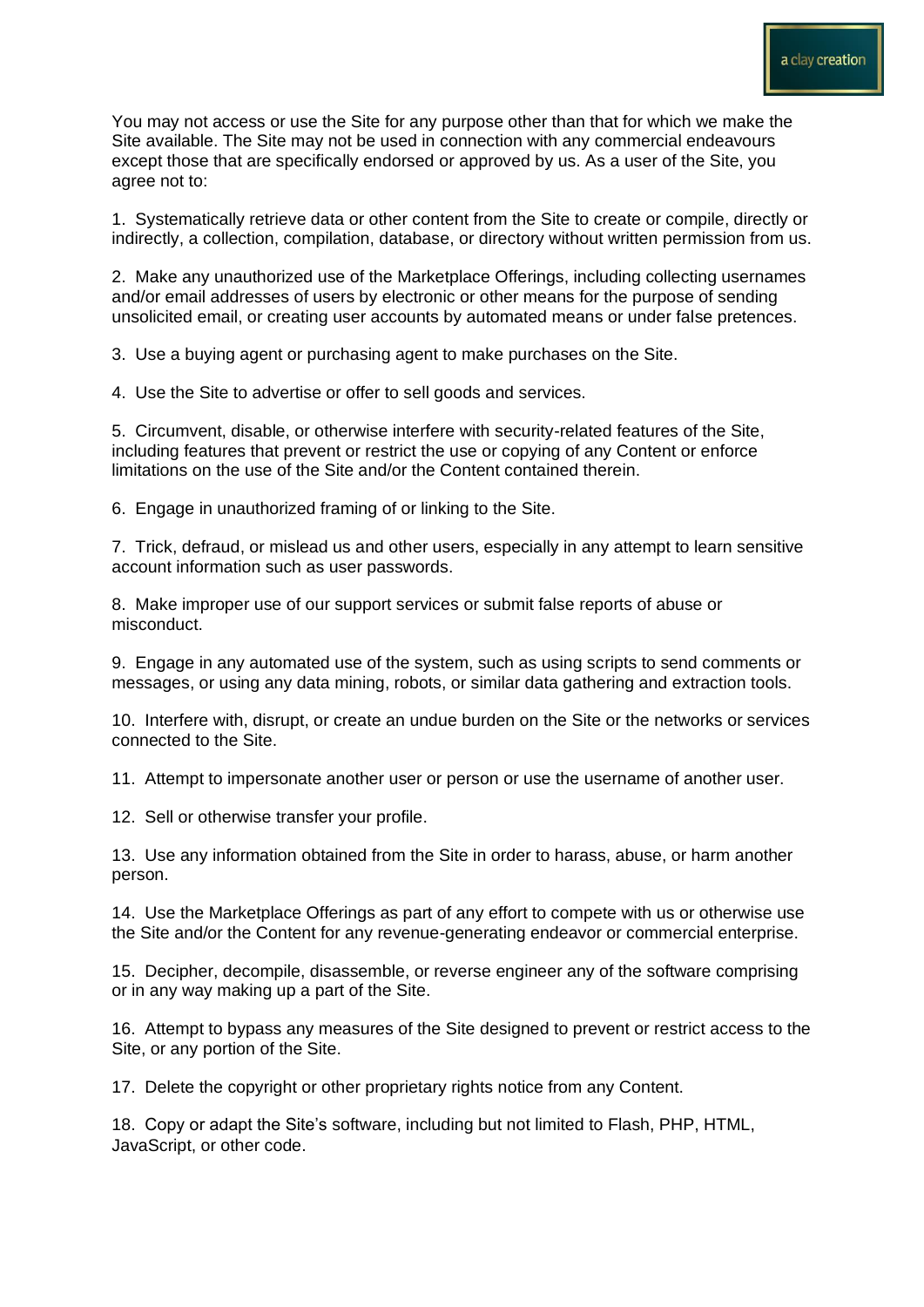You may not access or use the Site for any purpose other than that for which we make the Site available. The Site may not be used in connection with any commercial endeavours except those that are specifically endorsed or approved by us. As a user of the Site, you agree not to:

1. Systematically retrieve data or other content from the Site to create or compile, directly or indirectly, a collection, compilation, database, or directory without written permission from us.

2. Make any unauthorized use of the Marketplace Offerings, including collecting usernames and/or email addresses of users by electronic or other means for the purpose of sending unsolicited email, or creating user accounts by automated means or under false pretences.

3. Use a buying agent or purchasing agent to make purchases on the Site.

4. Use the Site to advertise or offer to sell goods and services.

5. Circumvent, disable, or otherwise interfere with security-related features of the Site, including features that prevent or restrict the use or copying of any Content or enforce limitations on the use of the Site and/or the Content contained therein.

6. Engage in unauthorized framing of or linking to the Site.

7. Trick, defraud, or mislead us and other users, especially in any attempt to learn sensitive account information such as user passwords.

8. Make improper use of our support services or submit false reports of abuse or misconduct.

9. Engage in any automated use of the system, such as using scripts to send comments or messages, or using any data mining, robots, or similar data gathering and extraction tools.

10. Interfere with, disrupt, or create an undue burden on the Site or the networks or services connected to the Site.

11. Attempt to impersonate another user or person or use the username of another user.

12. Sell or otherwise transfer your profile.

13. Use any information obtained from the Site in order to harass, abuse, or harm another person.

14. Use the Marketplace Offerings as part of any effort to compete with us or otherwise use the Site and/or the Content for any revenue-generating endeavor or commercial enterprise.

15. Decipher, decompile, disassemble, or reverse engineer any of the software comprising or in any way making up a part of the Site.

16. Attempt to bypass any measures of the Site designed to prevent or restrict access to the Site, or any portion of the Site.

17. Delete the copyright or other proprietary rights notice from any Content.

18. Copy or adapt the Site's software, including but not limited to Flash, PHP, HTML, JavaScript, or other code.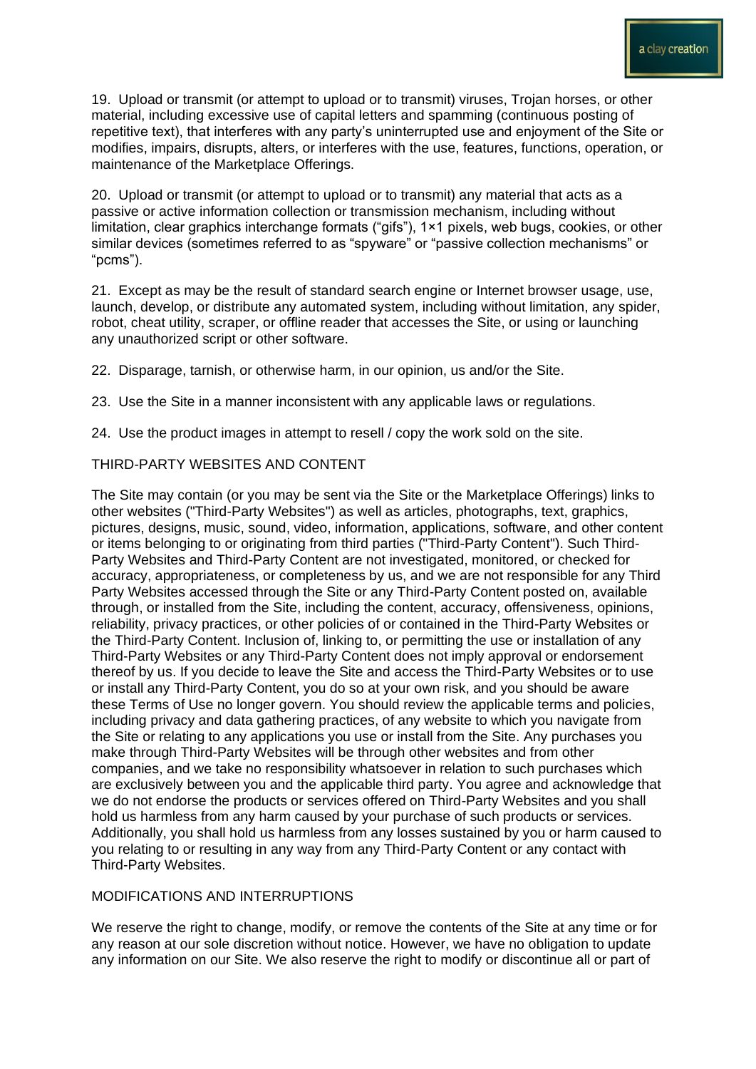19. Upload or transmit (or attempt to upload or to transmit) viruses, Trojan horses, or other material, including excessive use of capital letters and spamming (continuous posting of repetitive text), that interferes with any party's uninterrupted use and enjoyment of the Site or modifies, impairs, disrupts, alters, or interferes with the use, features, functions, operation, or maintenance of the Marketplace Offerings.

20. Upload or transmit (or attempt to upload or to transmit) any material that acts as a passive or active information collection or transmission mechanism, including without limitation, clear graphics interchange formats ("gifs"), 1×1 pixels, web bugs, cookies, or other similar devices (sometimes referred to as "spyware" or "passive collection mechanisms" or "pcms").

21. Except as may be the result of standard search engine or Internet browser usage, use, launch, develop, or distribute any automated system, including without limitation, any spider, robot, cheat utility, scraper, or offline reader that accesses the Site, or using or launching any unauthorized script or other software.

22. Disparage, tarnish, or otherwise harm, in our opinion, us and/or the Site.

23. Use the Site in a manner inconsistent with any applicable laws or regulations.

24. Use the product images in attempt to resell / copy the work sold on the site.

THIRD-PARTY WEBSITES AND CONTENT

The Site may contain (or you may be sent via the Site or the Marketplace Offerings) links to other websites ("Third-Party Websites") as well as articles, photographs, text, graphics, pictures, designs, music, sound, video, information, applications, software, and other content or items belonging to or originating from third parties ("Third-Party Content"). Such Third-Party Websites and Third-Party Content are not investigated, monitored, or checked for accuracy, appropriateness, or completeness by us, and we are not responsible for any Third Party Websites accessed through the Site or any Third-Party Content posted on, available through, or installed from the Site, including the content, accuracy, offensiveness, opinions, reliability, privacy practices, or other policies of or contained in the Third-Party Websites or the Third-Party Content. Inclusion of, linking to, or permitting the use or installation of any Third-Party Websites or any Third-Party Content does not imply approval or endorsement thereof by us. If you decide to leave the Site and access the Third-Party Websites or to use or install any Third-Party Content, you do so at your own risk, and you should be aware these Terms of Use no longer govern. You should review the applicable terms and policies, including privacy and data gathering practices, of any website to which you navigate from the Site or relating to any applications you use or install from the Site. Any purchases you make through Third-Party Websites will be through other websites and from other companies, and we take no responsibility whatsoever in relation to such purchases which are exclusively between you and the applicable third party. You agree and acknowledge that we do not endorse the products or services offered on Third-Party Websites and you shall hold us harmless from any harm caused by your purchase of such products or services. Additionally, you shall hold us harmless from any losses sustained by you or harm caused to you relating to or resulting in any way from any Third-Party Content or any contact with Third-Party Websites.

MODIFICATIONS AND INTERRUPTIONS

We reserve the right to change, modify, or remove the contents of the Site at any time or for any reason at our sole discretion without notice. However, we have no obligation to update any information on our Site. We also reserve the right to modify or discontinue all or part of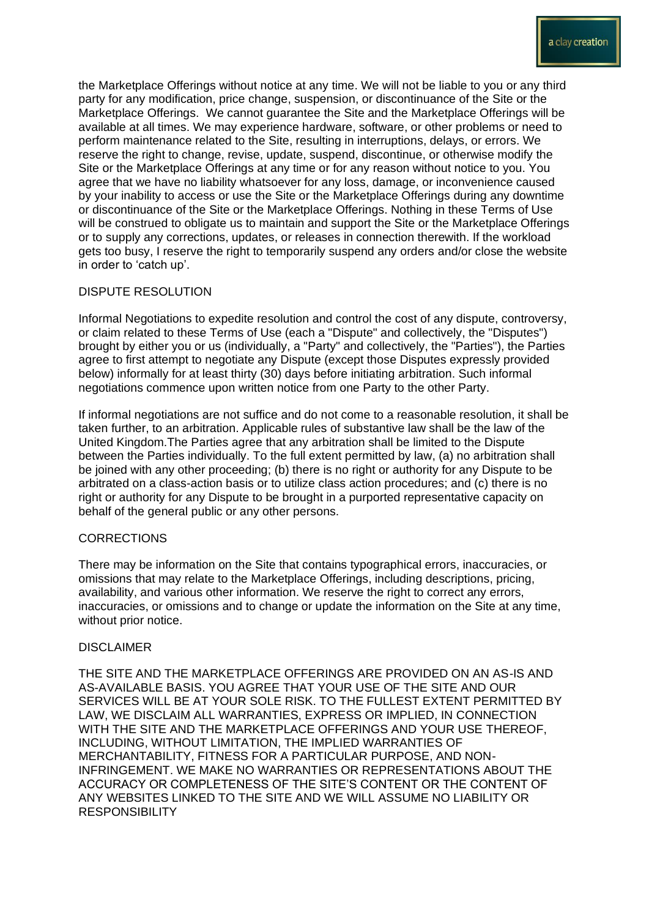the Marketplace Offerings without notice at any time. We will not be liable to you or any third party for any modification, price change, suspension, or discontinuance of the Site or the Marketplace Offerings. We cannot guarantee the Site and the Marketplace Offerings will be available at all times. We may experience hardware, software, or other problems or need to perform maintenance related to the Site, resulting in interruptions, delays, or errors. We reserve the right to change, revise, update, suspend, discontinue, or otherwise modify the Site or the Marketplace Offerings at any time or for any reason without notice to you. You agree that we have no liability whatsoever for any loss, damage, or inconvenience caused by your inability to access or use the Site or the Marketplace Offerings during any downtime or discontinuance of the Site or the Marketplace Offerings. Nothing in these Terms of Use will be construed to obligate us to maintain and support the Site or the Marketplace Offerings or to supply any corrections, updates, or releases in connection therewith. If the workload gets too busy, I reserve the right to temporarily suspend any orders and/or close the website in order to 'catch up'.

## DISPUTE RESOLUTION

Informal Negotiations to expedite resolution and control the cost of any dispute, controversy, or claim related to these Terms of Use (each a "Dispute" and collectively, the "Disputes") brought by either you or us (individually, a "Party" and collectively, the "Parties"), the Parties agree to first attempt to negotiate any Dispute (except those Disputes expressly provided below) informally for at least thirty (30) days before initiating arbitration. Such informal negotiations commence upon written notice from one Party to the other Party.

If informal negotiations are not suffice and do not come to a reasonable resolution, it shall be taken further, to an arbitration. Applicable rules of substantive law shall be the law of the United Kingdom.The Parties agree that any arbitration shall be limited to the Dispute between the Parties individually. To the full extent permitted by law, (a) no arbitration shall be joined with any other proceeding; (b) there is no right or authority for any Dispute to be arbitrated on a class-action basis or to utilize class action procedures; and (c) there is no right or authority for any Dispute to be brought in a purported representative capacity on behalf of the general public or any other persons.

## CORRECTIONS

There may be information on the Site that contains typographical errors, inaccuracies, or omissions that may relate to the Marketplace Offerings, including descriptions, pricing, availability, and various other information. We reserve the right to correct any errors, inaccuracies, or omissions and to change or update the information on the Site at any time, without prior notice.

## DISCLAIMER

THE SITE AND THE MARKETPLACE OFFERINGS ARE PROVIDED ON AN AS-IS AND AS-AVAILABLE BASIS. YOU AGREE THAT YOUR USE OF THE SITE AND OUR SERVICES WILL BE AT YOUR SOLE RISK. TO THE FULLEST EXTENT PERMITTED BY LAW, WE DISCLAIM ALL WARRANTIES, EXPRESS OR IMPLIED, IN CONNECTION WITH THE SITE AND THE MARKETPLACE OFFERINGS AND YOUR USE THEREOF, INCLUDING, WITHOUT LIMITATION, THE IMPLIED WARRANTIES OF MERCHANTABILITY, FITNESS FOR A PARTICULAR PURPOSE, AND NON-INFRINGEMENT. WE MAKE NO WARRANTIES OR REPRESENTATIONS ABOUT THE ACCURACY OR COMPLETENESS OF THE SITE'S CONTENT OR THE CONTENT OF ANY WEBSITES LINKED TO THE SITE AND WE WILL ASSUME NO LIABILITY OR RESPONSIBILITY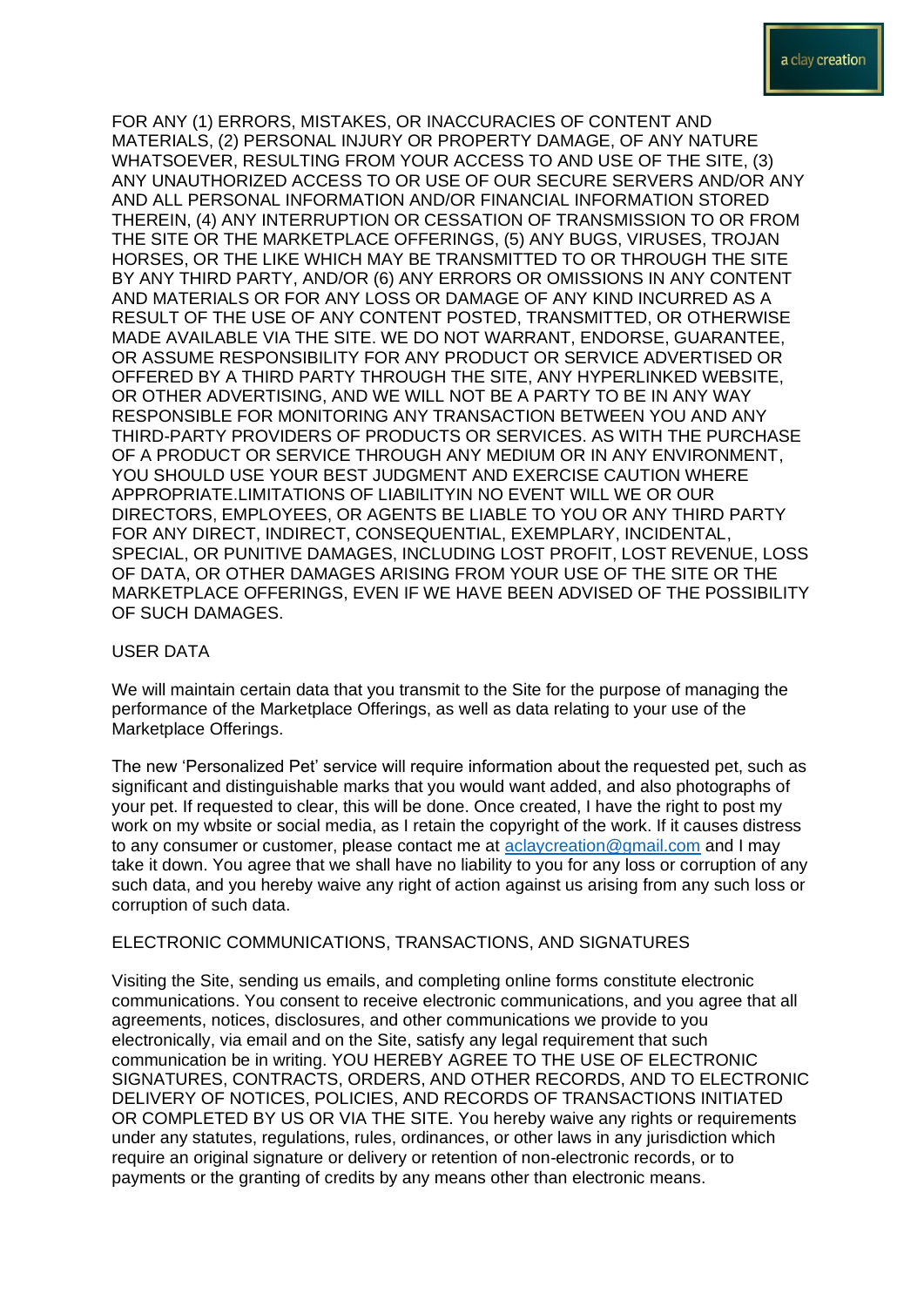FOR ANY (1) ERRORS, MISTAKES, OR INACCURACIES OF CONTENT AND MATERIALS, (2) PERSONAL INJURY OR PROPERTY DAMAGE, OF ANY NATURE WHATSOEVER, RESULTING FROM YOUR ACCESS TO AND USE OF THE SITE, (3) ANY UNAUTHORIZED ACCESS TO OR USE OF OUR SECURE SERVERS AND/OR ANY AND ALL PERSONAL INFORMATION AND/OR FINANCIAL INFORMATION STORED THEREIN, (4) ANY INTERRUPTION OR CESSATION OF TRANSMISSION TO OR FROM THE SITE OR THE MARKETPLACE OFFERINGS, (5) ANY BUGS, VIRUSES, TROJAN HORSES, OR THE LIKE WHICH MAY BE TRANSMITTED TO OR THROUGH THE SITE BY ANY THIRD PARTY, AND/OR (6) ANY ERRORS OR OMISSIONS IN ANY CONTENT AND MATERIALS OR FOR ANY LOSS OR DAMAGE OF ANY KIND INCURRED AS A RESULT OF THE USE OF ANY CONTENT POSTED, TRANSMITTED, OR OTHERWISE MADE AVAILABLE VIA THE SITE. WE DO NOT WARRANT, ENDORSE, GUARANTEE, OR ASSUME RESPONSIBILITY FOR ANY PRODUCT OR SERVICE ADVERTISED OR OFFERED BY A THIRD PARTY THROUGH THE SITE, ANY HYPERLINKED WEBSITE, OR OTHER ADVERTISING, AND WE WILL NOT BE A PARTY TO BE IN ANY WAY RESPONSIBLE FOR MONITORING ANY TRANSACTION BETWEEN YOU AND ANY THIRD-PARTY PROVIDERS OF PRODUCTS OR SERVICES. AS WITH THE PURCHASE OF A PRODUCT OR SERVICE THROUGH ANY MEDIUM OR IN ANY ENVIRONMENT, YOU SHOULD USE YOUR BEST JUDGMENT AND EXERCISE CAUTION WHERE APPROPRIATE.LIMITATIONS OF LIABILITYIN NO EVENT WILL WE OR OUR DIRECTORS, EMPLOYEES, OR AGENTS BE LIABLE TO YOU OR ANY THIRD PARTY FOR ANY DIRECT, INDIRECT, CONSEQUENTIAL, EXEMPLARY, INCIDENTAL, SPECIAL, OR PUNITIVE DAMAGES, INCLUDING LOST PROFIT, LOST REVENUE, LOSS OF DATA, OR OTHER DAMAGES ARISING FROM YOUR USE OF THE SITE OR THE MARKETPLACE OFFERINGS, EVEN IF WE HAVE BEEN ADVISED OF THE POSSIBILITY OF SUCH DAMAGES.

USER DATA

We will maintain certain data that you transmit to the Site for the purpose of managing the performance of the Marketplace Offerings, as well as data relating to your use of the Marketplace Offerings.

The new 'Personalized Pet' service will require information about the requested pet, such as significant and distinguishable marks that you would want added, and also photographs of your pet. If requested to clear, this will be done. Once created, I have the right to post my work on my wbsite or social media, as I retain the copyright of the work. If it causes distress to any consumer or customer, please contact me at aclaycreation@gmail.com and I may take it down. You agree that we shall have no liability to you for any loss or corruption of any such data, and you hereby waive any right of action against us arising from any such loss or corruption of such data.

ELECTRONIC COMMUNICATIONS, TRANSACTIONS, AND SIGNATURES

Visiting the Site, sending us emails, and completing online forms constitute electronic communications. You consent to receive electronic communications, and you agree that all agreements, notices, disclosures, and other communications we provide to you electronically, via email and on the Site, satisfy any legal requirement that such communication be in writing. YOU HEREBY AGREE TO THE USE OF ELECTRONIC SIGNATURES, CONTRACTS, ORDERS, AND OTHER RECORDS, AND TO ELECTRONIC DELIVERY OF NOTICES, POLICIES, AND RECORDS OF TRANSACTIONS INITIATED OR COMPLETED BY US OR VIA THE SITE. You hereby waive any rights or requirements under any statutes, regulations, rules, ordinances, or other laws in any jurisdiction which require an original signature or delivery or retention of non-electronic records, or to payments or the granting of credits by any means other than electronic means.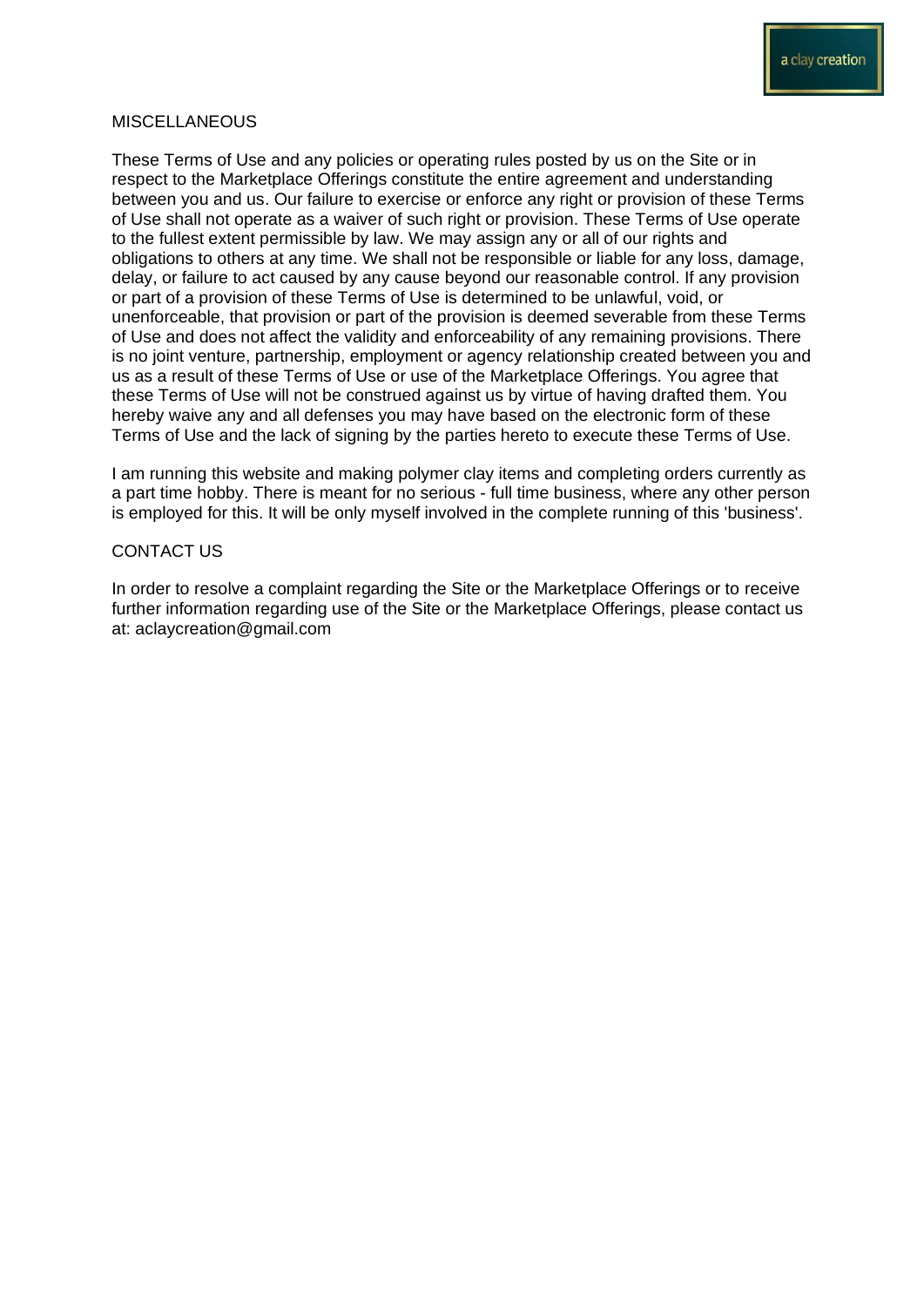## MISCELLANEOUS

These Terms of Use and any policies or operating rules posted by us on the Site or in respect to the Marketplace Offerings constitute the entire agreement and understanding between you and us. Our failure to exercise or enforce any right or provision of these Terms of Use shall not operate as a waiver of such right or provision. These Terms of Use operate to the fullest extent permissible by law. We may assign any or all of our rights and obligations to others at any time. We shall not be responsible or liable for any loss, damage, delay, or failure to act caused by any cause beyond our reasonable control. If any provision or part of a provision of these Terms of Use is determined to be unlawful, void, or unenforceable, that provision or part of the provision is deemed severable from these Terms of Use and does not affect the validity and enforceability of any remaining provisions. There is no joint venture, partnership, employment or agency relationship created between you and us as a result of these Terms of Use or use of the Marketplace Offerings. You agree that these Terms of Use will not be construed against us by virtue of having drafted them. You hereby waive any and all defenses you may have based on the electronic form of these Terms of Use and the lack of signing by the parties hereto to execute these Terms of Use.

I am running this website and making polymer clay items and completing orders currently as a part time hobby. There is meant for no serious - full time business, where any other person is employed for this. It will be only myself involved in the complete running of this 'business'.

## CONTACT US

In order to resolve a complaint regarding the Site or the Marketplace Offerings or to receive further information regarding use of the Site or the Marketplace Offerings, please contact us at: aclaycreation@gmail.com